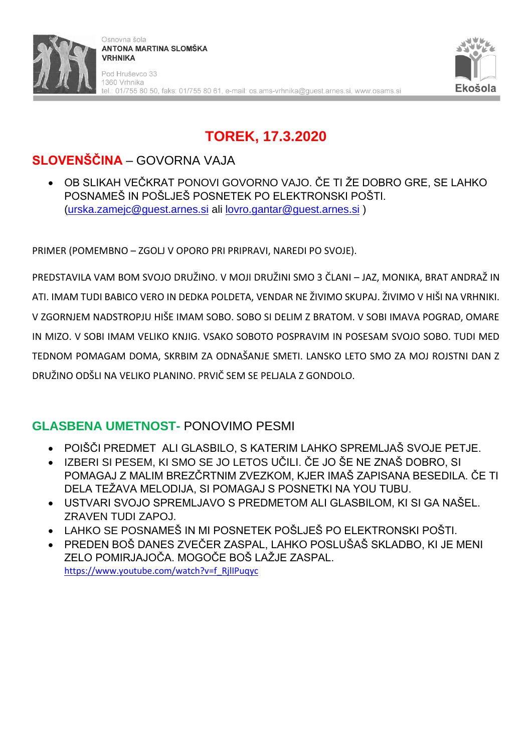# TOREK, 17.3.2020

## SLOVENŠČINA – GOVORNA VAJA

- OB SLIKAH VEČKRAT PONOVI GOVORNO VAJO. ČE TI ŽE DOBRO GRE, SE LAHKO POSNAMEŠ IN POŠLJEŠ POSNETEK PO ELEKTRONSKI POŠTI. (urska.zamejc@guest.arnes.si ali lovro.gantar@guest.arnes.si )

PRIMER (POMEMBNO – ZGOLJ V OPORO PRI PRIPRAVI, NAREDI PO SVOJE).

PREDSTAVILA VAM BOM SVOJO DRUŽINO. V MOJI DRUŽINI SMO 3 ČLANI – JAZ, MONIKA, BRAT ANDRAŽ IN ATI. IMAM TUDI BABICO VERO IN DEDKA POLDETA, VENDAR NE ŽIVIMO SKUPAJ. ŽIVIMO V HIŠI NA VRHNIKI. V ZGORNJEM NADSTROPJU HIŠE IMAM SOBO. SOBO SI DELIM Z BRATOM. V SOBI IMAVA POGRAD, OMARE IN MIZO. V SOBI IMAM VELIKO KNJIG. VSAKO SOBOTO POSPRAVIM IN POSESAM SVOJO SOBO. TUDI MED TEDNOM POMAGAM DOMA, SKRBIM ZA ODNAŠANJE SMETI. LANSKO LETO SMO ZA MOJ ROJSTNI DAN Z DRUŽINO ODŠLI NA VELIKO PLANINO. PRVIČ SEM SE PELJALA Z GONDOLO.

## GLASBENA UMETNOST- PONOVIMO PESMI

- POIŠČI PREDMET ALI GLASBILO, S KATERIM LAHKO SPREMLJAŠ SVOJE PETJE.
- IZBERI SI PESEM, KI SMO SE JO LETOS UČILI. ČE JO ŠE NE ZNAŠ DOBRO, SI POMAGAJ Z MALIM BREZČRTNIM ZVEZKOM, KJER IMAŠ ZAPISANA BESEDILA. ČE TI DELA TEŽAVA MELODIJA, SI POMAGAJ S POSNETKI NA YOU TUBU.
- USTVARI SVOJO SPREMLJAVO S PREDMETOM ALI GLASBILOM, KI SI GA NAŠEL. ZRAVEN TUDI ZAPOJ.
- LAHKO SE POSNAMEŠ IN MI POSNETEK POŠLJEŠ PO ELEKTRONSKI POŠTI.
- PREDEN BOŠ DANES ZVEČER ZASPAL, LAHKO POSLUŠAŠ SKLADBO, KI JE MENI ZELO POMIRJAJOČA. MOGOČE BOŠ LAŽJE ZASPAL.
  https://www.youtube.com/watch?v=f_RjlIPuqyc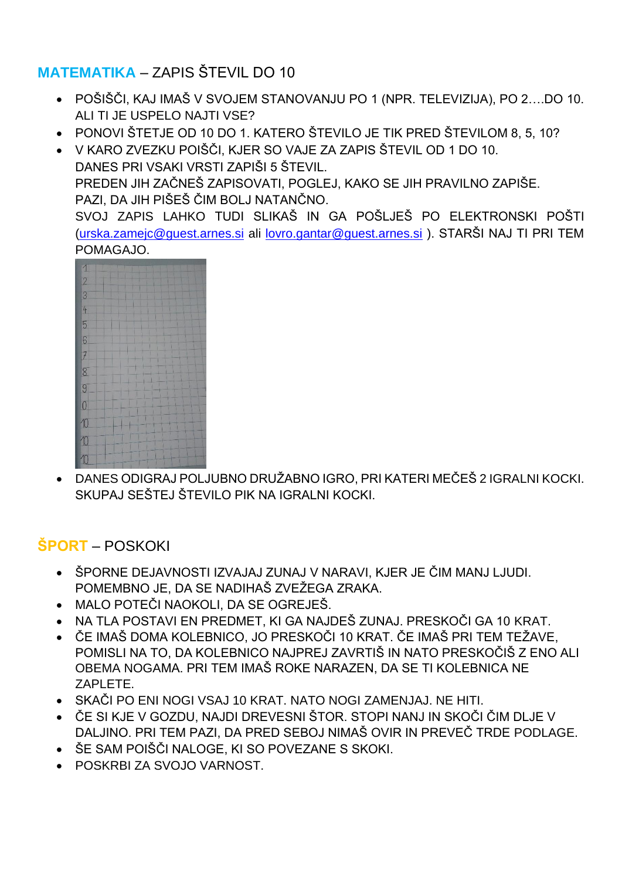## **MATEMATIKA** – ZAPIS ŠTEVIL DO 10

- POŠIŠČI, KAJ IMAŠ V SVOJEM STANOVANJU PO 1 (NPR. TELEVIZIJA), PO 2….DO 10. ALI TI JE USPELO NAJTI VSE?
- PONOVI ŠTETJE OD 10 DO 1. KATERO ŠTEVILO JE TIK PRED ŠTEVILOM 8, 5, 10?
- V KARO ZVEZKU POIŠČI, KJER SO VAJE ZA ZAPIS ŠTEVIL OD 1 DO 10.
  DANES PRI VSAKI VRSTI ZAPIŠI 5 ŠTEVIL.
  PREDEN JIH ZAČNEŠ ZAPISOVATI, POGLEJ, KAKO SE JIH PRAVILNO ZAPIŠE.
  PAZI, DA JIH PIŠEŠ ČIM BOLJ NATANČNO.
  SVOJ ZAPIS LAHKO TUDI SLIKAŠ IN GA POŠLJEŠ PO ELEKTRONSKI POŠTI (urska.zamejc@guest.arnes.si ali lovro.gantar@guest.arnes.si ). STARŠI NAJ TI PRI TEM POMAGAJO.
- DANES ODIGRAJ POLJUBNO DRUŽABNO IGRO, PRI KATERI MEČEŠ 2 IGRALNI KOCKI. SKUPAJ SEŠTEJ ŠTEVILO PIK NA IGRALNI KOCKI.

## **ŠPORT** – POSKOKI

- ŠPORNE DEJAVNOSTI IZVAJAJ ZUNAJ V NARAVI, KJER JE ČIM MANJ LJUDI. POMEMBNO JE, DA SE NADIHAŠ ZVEŽEGA ZRAKA.
- MALO POTEČI NAOKOLI, DA SE OGREJEŠ.
- NA TLA POSTAVI EN PREDMET, KI GA NAJDEŠ ZUNAJ. PRESKOČI GA 10 KRAT.
- ČE IMAŠ DOMA KOLEBNICO, JO PRESKOČI 10 KRAT. ČE IMAŠ PRI TEM TEŽAVE, POMISLI NA TO, DA KOLEBNICO NAJPREJ ZAVRTIŠ IN NATO PRESKOČIŠ Z ENO ALI OBEMA NOGAMA. PRI TEM IMAŠ ROKE NARAZEN, DA SE TI KOLEBNICA NE ZAPLETE.
- SKAČI PO ENI NOGI VSAJ 10 KRAT. NATO NOGI ZAMENJAJ. NE HITI.
- ČE SI KJE V GOZDU, NAJDI DREVESNI ŠTOR. STOPI NANJ IN SKOČI ČIM DLJE V DALJINO. PRI TEM PAZI, DA PRED SEBOJ NIMAŠ OVIR IN PREVEČ TRDE PODLAGE.
- ŠE SAM POIŠČI NALOGE, KI SO POVEZANE S SKOKI.
- POSKRBI ZA SVOJO VARNOST.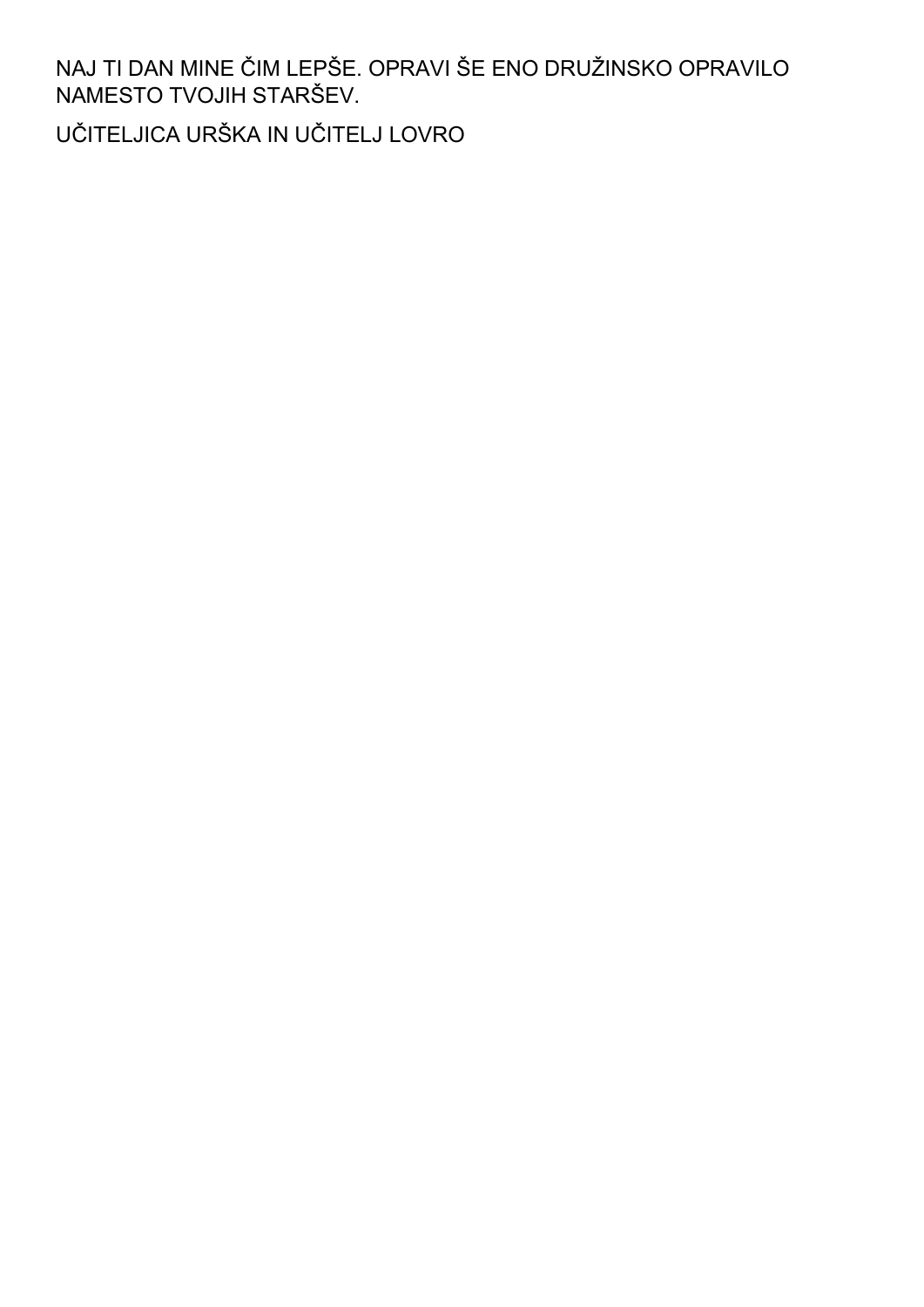NAJ TI DAN MINE ČIM LEPŠE. OPRAVI ŠE ENO DRUŽINSKO OPRAVILO NAMESTO TVOJIH STARŠEV.

UČITELJICA URŠKA IN UČITELJ LOVRO